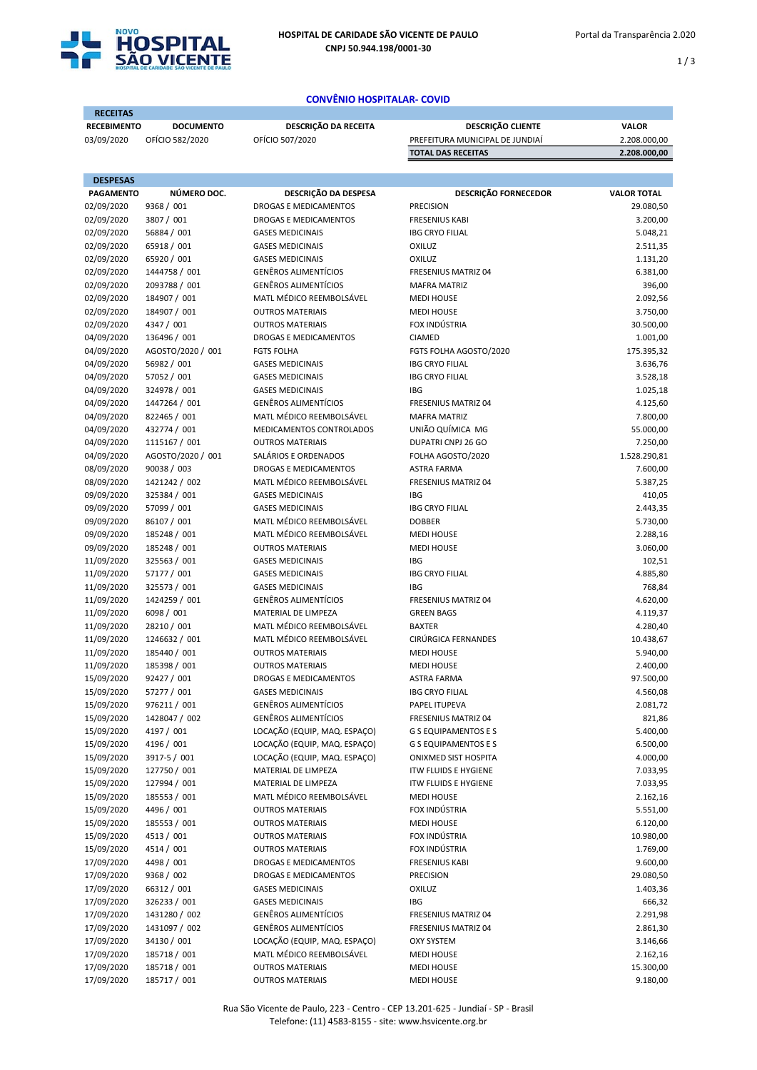**HOSPITAL DE CARIDADE SÃO VICENTE DE PAULO**
**CNPJ 50.944.198/0001-30**

Portal da Transparência 2.020

## CONVÊNIO HOSPITALAR- COVID

**RECEITAS**

| RECEBIMENTO | DOCUMENTO | DESCRIÇÃO DA RECEITA | DESCRIÇÃO CLIENTE | VALOR |
|---|---|---|---|---|
| 03/09/2020 | OFÍCIO 582/2020 | OFÍCIO 507/2020 | PREFEITURA MUNICIPAL DE JUNDIAÍ | 2.208.000,00 |
| | | | **TOTAL DAS RECEITAS** | **2.208.000,00** |

**DESPESAS**

| PAGAMENTO | NÚMERO DOC. | DESCRIÇÃO DA DESPESA | DESCRIÇÃO FORNECEDOR | VALOR TOTAL |
|---|---|---|---|---|
| 02/09/2020 | 9368 / 001 | DROGAS E MEDICAMENTOS | PRECISION | 29.080,50 |
| 02/09/2020 | 3807 / 001 | DROGAS E MEDICAMENTOS | FRESENIUS KABI | 3.200,00 |
| 02/09/2020 | 56884 / 001 | GASES MEDICINAIS | IBG CRYO FILIAL | 5.048,21 |
| 02/09/2020 | 65918 / 001 | GASES MEDICINAIS | OXILUZ | 2.511,35 |
| 02/09/2020 | 65920 / 001 | GASES MEDICINAIS | OXILUZ | 1.131,20 |
| 02/09/2020 | 1444758 / 001 | GENÊROS ALIMENTÍCIOS | FRESENIUS MATRIZ 04 | 6.381,00 |
| 02/09/2020 | 2093788 / 001 | GENÊROS ALIMENTÍCIOS | MAFRA MATRIZ | 396,00 |
| 02/09/2020 | 184907 / 001 | MATL MÉDICO REEMBOLSÁVEL | MEDI HOUSE | 2.092,56 |
| 02/09/2020 | 184907 / 001 | OUTROS MATERIAIS | MEDI HOUSE | 3.750,00 |
| 02/09/2020 | 4347 / 001 | OUTROS MATERIAIS | FOX INDÚSTRIA | 30.500,00 |
| 04/09/2020 | 136496 / 001 | DROGAS E MEDICAMENTOS | CIAMED | 1.001,00 |
| 04/09/2020 | AGOSTO/2020 / 001 | FGTS FOLHA | FGTS FOLHA AGOSTO/2020 | 175.395,32 |
| 04/09/2020 | 56982 / 001 | GASES MEDICINAIS | IBG CRYO FILIAL | 3.636,76 |
| 04/09/2020 | 57052 / 001 | GASES MEDICINAIS | IBG CRYO FILIAL | 3.528,18 |
| 04/09/2020 | 324978 / 001 | GASES MEDICINAIS | IBG | 1.025,18 |
| 04/09/2020 | 1447264 / 001 | GENÊROS ALIMENTÍCIOS | FRESENIUS MATRIZ 04 | 4.125,60 |
| 04/09/2020 | 822465 / 001 | MATL MÉDICO REEMBOLSÁVEL | MAFRA MATRIZ | 7.800,00 |
| 04/09/2020 | 432774 / 001 | MEDICAMENTOS CONTROLADOS | UNIÃO QUÍMICA MG | 55.000,00 |
| 04/09/2020 | 1115167 / 001 | OUTROS MATERIAIS | DUPATRI CNPJ 26 GO | 7.250,00 |
| 04/09/2020 | AGOSTO/2020 / 001 | SALÁRIOS E ORDENADOS | FOLHA AGOSTO/2020 | 1.528.290,81 |
| 08/09/2020 | 90038 / 003 | DROGAS E MEDICAMENTOS | ASTRA FARMA | 7.600,00 |
| 08/09/2020 | 1421242 / 002 | MATL MÉDICO REEMBOLSÁVEL | FRESENIUS MATRIZ 04 | 5.387,25 |
| 09/09/2020 | 325384 / 001 | GASES MEDICINAIS | IBG | 410,05 |
| 09/09/2020 | 57099 / 001 | GASES MEDICINAIS | IBG CRYO FILIAL | 2.443,35 |
| 09/09/2020 | 86107 / 001 | MATL MÉDICO REEMBOLSÁVEL | DOBBER | 5.730,00 |
| 09/09/2020 | 185248 / 001 | MATL MÉDICO REEMBOLSÁVEL | MEDI HOUSE | 2.288,16 |
| 09/09/2020 | 185248 / 001 | OUTROS MATERIAIS | MEDI HOUSE | 3.060,00 |
| 11/09/2020 | 325563 / 001 | GASES MEDICINAIS | IBG | 102,51 |
| 11/09/2020 | 57177 / 001 | GASES MEDICINAIS | IBG CRYO FILIAL | 4.885,80 |
| 11/09/2020 | 325573 / 001 | GASES MEDICINAIS | IBG | 768,84 |
| 11/09/2020 | 1424259 / 001 | GENÊROS ALIMENTÍCIOS | FRESENIUS MATRIZ 04 | 4.620,00 |
| 11/09/2020 | 6098 / 001 | MATERIAL DE LIMPEZA | GREEN BAGS | 4.119,37 |
| 11/09/2020 | 28210 / 001 | MATL MÉDICO REEMBOLSÁVEL | BAXTER | 4.280,40 |
| 11/09/2020 | 1246632 / 001 | MATL MÉDICO REEMBOLSÁVEL | CIRÚRGICA FERNANDES | 10.438,67 |
| 11/09/2020 | 185440 / 001 | OUTROS MATERIAIS | MEDI HOUSE | 5.940,00 |
| 11/09/2020 | 185398 / 001 | OUTROS MATERIAIS | MEDI HOUSE | 2.400,00 |
| 15/09/2020 | 92427 / 001 | DROGAS E MEDICAMENTOS | ASTRA FARMA | 97.500,00 |
| 15/09/2020 | 57277 / 001 | GASES MEDICINAIS | IBG CRYO FILIAL | 4.560,08 |
| 15/09/2020 | 976211 / 001 | GENÊROS ALIMENTÍCIOS | PAPEL ITUPEVA | 2.081,72 |
| 15/09/2020 | 1428047 / 002 | GENÊROS ALIMENTÍCIOS | FRESENIUS MATRIZ 04 | 821,86 |
| 15/09/2020 | 4197 / 001 | LOCAÇÃO (EQUIP, MAQ. ESPAÇO) | G S EQUIPAMENTOS E S | 5.400,00 |
| 15/09/2020 | 4196 / 001 | LOCAÇÃO (EQUIP, MAQ. ESPAÇO) | G S EQUIPAMENTOS E S | 6.500,00 |
| 15/09/2020 | 3917-5 / 001 | LOCAÇÃO (EQUIP, MAQ. ESPAÇO) | ONIXMED SIST HOSPITA | 4.000,00 |
| 15/09/2020 | 127750 / 001 | MATERIAL DE LIMPEZA | ITW FLUIDS E HYGIENE | 7.033,95 |
| 15/09/2020 | 127994 / 001 | MATERIAL DE LIMPEZA | ITW FLUIDS E HYGIENE | 7.033,95 |
| 15/09/2020 | 185553 / 001 | MATL MÉDICO REEMBOLSÁVEL | MEDI HOUSE | 2.162,16 |
| 15/09/2020 | 4496 / 001 | OUTROS MATERIAIS | FOX INDÚSTRIA | 5.551,00 |
| 15/09/2020 | 185553 / 001 | OUTROS MATERIAIS | MEDI HOUSE | 6.120,00 |
| 15/09/2020 | 4513 / 001 | OUTROS MATERIAIS | FOX INDÚSTRIA | 10.980,00 |
| 15/09/2020 | 4514 / 001 | OUTROS MATERIAIS | FOX INDÚSTRIA | 1.769,00 |
| 17/09/2020 | 4498 / 001 | DROGAS E MEDICAMENTOS | FRESENIUS KABI | 9.600,00 |
| 17/09/2020 | 9368 / 002 | DROGAS E MEDICAMENTOS | PRECISION | 29.080,50 |
| 17/09/2020 | 66312 / 001 | GASES MEDICINAIS | OXILUZ | 1.403,36 |
| 17/09/2020 | 326233 / 001 | GASES MEDICINAIS | IBG | 666,32 |
| 17/09/2020 | 1431280 / 002 | GENÊROS ALIMENTÍCIOS | FRESENIUS MATRIZ 04 | 2.291,98 |
| 17/09/2020 | 1431097 / 002 | GENÊROS ALIMENTÍCIOS | FRESENIUS MATRIZ 04 | 2.861,30 |
| 17/09/2020 | 34130 / 001 | LOCAÇÃO (EQUIP, MAQ. ESPAÇO) | OXY SYSTEM | 3.146,66 |
| 17/09/2020 | 185718 / 001 | MATL MÉDICO REEMBOLSÁVEL | MEDI HOUSE | 2.162,16 |
| 17/09/2020 | 185718 / 001 | OUTROS MATERIAIS | MEDI HOUSE | 15.300,00 |
| 17/09/2020 | 185717 / 001 | OUTROS MATERIAIS | MEDI HOUSE | 9.180,00 |

Rua São Vicente de Paulo, 223 - Centro - CEP 13.201-625 - Jundiaí - SP - Brasil
Telefone: (11) 4583-8155 - site: www.hsvicente.org.br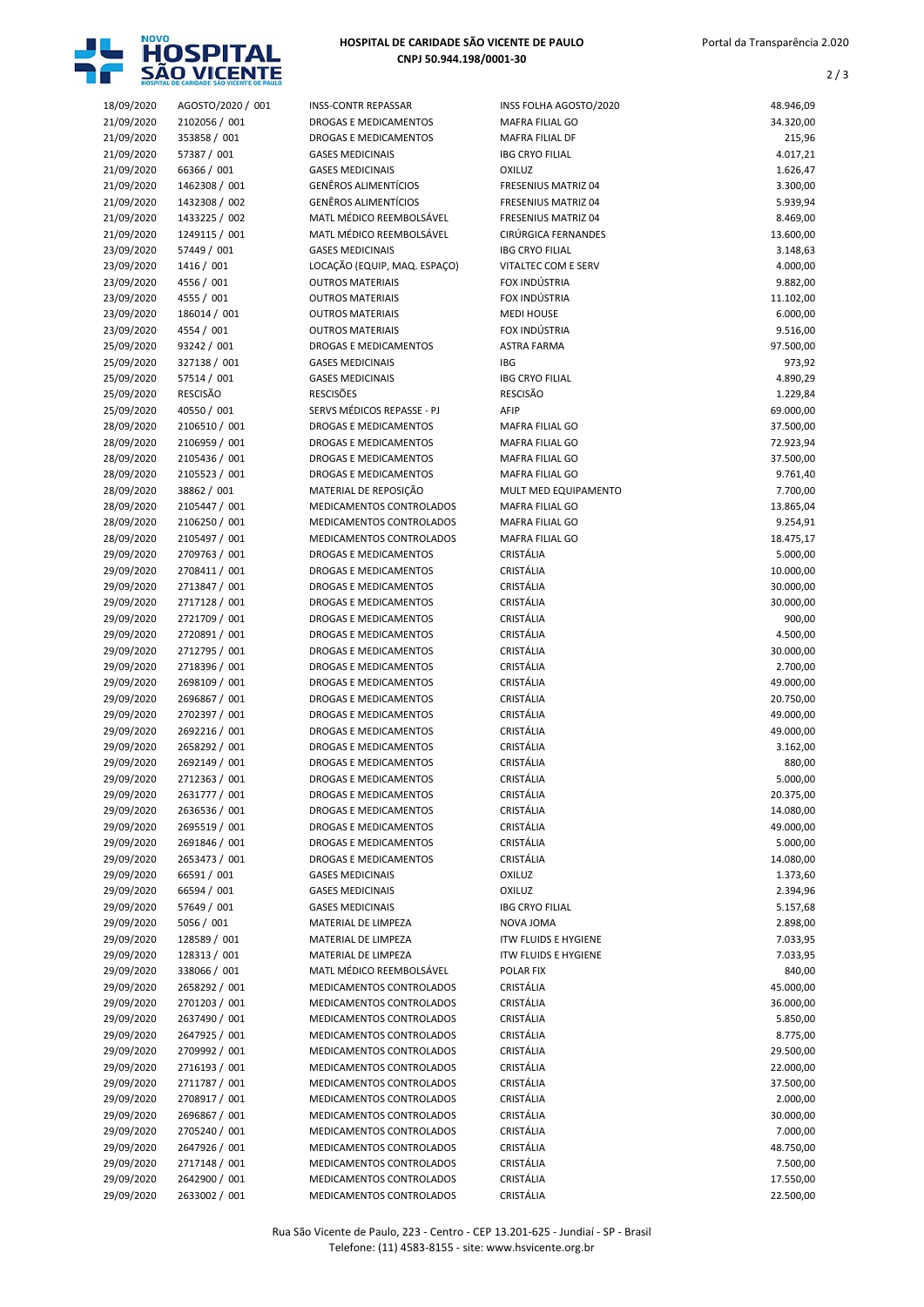| | | | | |
|---|---|---|---|---|
| 18/09/2020 | AGOSTO/2020 / 001 | INSS-CONTR REPASSAR | INSS FOLHA AGOSTO/2020 | 48.946,09 |
| 21/09/2020 | 2102056 / 001 | DROGAS E MEDICAMENTOS | MAFRA FILIAL GO | 34.320,00 |
| 21/09/2020 | 353858 / 001 | DROGAS E MEDICAMENTOS | MAFRA FILIAL DF | 215,96 |
| 21/09/2020 | 57387 / 001 | GASES MEDICINAIS | IBG CRYO FILIAL | 4.017,21 |
| 21/09/2020 | 66366 / 001 | GASES MEDICINAIS | OXILUZ | 1.626,47 |
| 21/09/2020 | 1462308 / 001 | GENÊROS ALIMENTÍCIOS | FRESENIUS MATRIZ 04 | 3.300,00 |
| 21/09/2020 | 1432308 / 002 | GENÊROS ALIMENTÍCIOS | FRESENIUS MATRIZ 04 | 5.939,94 |
| 21/09/2020 | 1433225 / 002 | MATL MÉDICO REEMBOLSÁVEL | FRESENIUS MATRIZ 04 | 8.469,00 |
| 21/09/2020 | 1249115 / 001 | MATL MÉDICO REEMBOLSÁVEL | CIRÚRGICA FERNANDES | 13.600,00 |
| 23/09/2020 | 57449 / 001 | GASES MEDICINAIS | IBG CRYO FILIAL | 3.148,63 |
| 23/09/2020 | 1416 / 001 | LOCAÇÃO (EQUIP, MAQ. ESPAÇO) | VITALTEC COM E SERV | 4.000,00 |
| 23/09/2020 | 4556 / 001 | OUTROS MATERIAIS | FOX INDÚSTRIA | 9.882,00 |
| 23/09/2020 | 4555 / 001 | OUTROS MATERIAIS | FOX INDÚSTRIA | 11.102,00 |
| 23/09/2020 | 186014 / 001 | OUTROS MATERIAIS | MEDI HOUSE | 6.000,00 |
| 23/09/2020 | 4554 / 001 | OUTROS MATERIAIS | FOX INDÚSTRIA | 9.516,00 |
| 25/09/2020 | 93242 / 001 | DROGAS E MEDICAMENTOS | ASTRA FARMA | 97.500,00 |
| 25/09/2020 | 327138 / 001 | GASES MEDICINAIS | IBG | 973,92 |
| 25/09/2020 | 57514 / 001 | GASES MEDICINAIS | IBG CRYO FILIAL | 4.890,29 |
| 25/09/2020 | RESCISÃO | RESCISÕES | RESCISÃO | 1.229,84 |
| 25/09/2020 | 40550 / 001 | SERVS MÉDICOS REPASSE - PJ | AFIP | 69.000,00 |
| 28/09/2020 | 2106510 / 001 | DROGAS E MEDICAMENTOS | MAFRA FILIAL GO | 37.500,00 |
| 28/09/2020 | 2106959 / 001 | DROGAS E MEDICAMENTOS | MAFRA FILIAL GO | 72.923,94 |
| 28/09/2020 | 2105436 / 001 | DROGAS E MEDICAMENTOS | MAFRA FILIAL GO | 37.500,00 |
| 28/09/2020 | 2105523 / 001 | DROGAS E MEDICAMENTOS | MAFRA FILIAL GO | 9.761,40 |
| 28/09/2020 | 38862 / 001 | MATERIAL DE REPOSIÇÃO | MULT MED EQUIPAMENTO | 7.700,00 |
| 28/09/2020 | 2105447 / 001 | MEDICAMENTOS CONTROLADOS | MAFRA FILIAL GO | 13.865,04 |
| 28/09/2020 | 2106250 / 001 | MEDICAMENTOS CONTROLADOS | MAFRA FILIAL GO | 9.254,91 |
| 28/09/2020 | 2105497 / 001 | MEDICAMENTOS CONTROLADOS | MAFRA FILIAL GO | 18.475,17 |
| 29/09/2020 | 2709763 / 001 | DROGAS E MEDICAMENTOS | CRISTÁLIA | 5.000,00 |
| 29/09/2020 | 2708411 / 001 | DROGAS E MEDICAMENTOS | CRISTÁLIA | 10.000,00 |
| 29/09/2020 | 2713847 / 001 | DROGAS E MEDICAMENTOS | CRISTÁLIA | 30.000,00 |
| 29/09/2020 | 2717128 / 001 | DROGAS E MEDICAMENTOS | CRISTÁLIA | 30.000,00 |
| 29/09/2020 | 2721709 / 001 | DROGAS E MEDICAMENTOS | CRISTÁLIA | 900,00 |
| 29/09/2020 | 2720891 / 001 | DROGAS E MEDICAMENTOS | CRISTÁLIA | 4.500,00 |
| 29/09/2020 | 2712795 / 001 | DROGAS E MEDICAMENTOS | CRISTÁLIA | 30.000,00 |
| 29/09/2020 | 2718396 / 001 | DROGAS E MEDICAMENTOS | CRISTÁLIA | 2.700,00 |
| 29/09/2020 | 2698109 / 001 | DROGAS E MEDICAMENTOS | CRISTÁLIA | 49.000,00 |
| 29/09/2020 | 2696867 / 001 | DROGAS E MEDICAMENTOS | CRISTÁLIA | 20.750,00 |
| 29/09/2020 | 2702397 / 001 | DROGAS E MEDICAMENTOS | CRISTÁLIA | 49.000,00 |
| 29/09/2020 | 2692216 / 001 | DROGAS E MEDICAMENTOS | CRISTÁLIA | 49.000,00 |
| 29/09/2020 | 2658292 / 001 | DROGAS E MEDICAMENTOS | CRISTÁLIA | 3.162,00 |
| 29/09/2020 | 2692149 / 001 | DROGAS E MEDICAMENTOS | CRISTÁLIA | 880,00 |
| 29/09/2020 | 2712363 / 001 | DROGAS E MEDICAMENTOS | CRISTÁLIA | 5.000,00 |
| 29/09/2020 | 2631777 / 001 | DROGAS E MEDICAMENTOS | CRISTÁLIA | 20.375,00 |
| 29/09/2020 | 2636536 / 001 | DROGAS E MEDICAMENTOS | CRISTÁLIA | 14.080,00 |
| 29/09/2020 | 2695519 / 001 | DROGAS E MEDICAMENTOS | CRISTÁLIA | 49.000,00 |
| 29/09/2020 | 2691846 / 001 | DROGAS E MEDICAMENTOS | CRISTÁLIA | 5.000,00 |
| 29/09/2020 | 2653473 / 001 | DROGAS E MEDICAMENTOS | CRISTÁLIA | 14.080,00 |
| 29/09/2020 | 66591 / 001 | GASES MEDICINAIS | OXILUZ | 1.373,60 |
| 29/09/2020 | 66594 / 001 | GASES MEDICINAIS | OXILUZ | 2.394,96 |
| 29/09/2020 | 57649 / 001 | GASES MEDICINAIS | IBG CRYO FILIAL | 5.157,68 |
| 29/09/2020 | 5056 / 001 | MATERIAL DE LIMPEZA | NOVA JOMA | 2.898,00 |
| 29/09/2020 | 128589 / 001 | MATERIAL DE LIMPEZA | ITW FLUIDS E HYGIENE | 7.033,95 |
| 29/09/2020 | 128313 / 001 | MATERIAL DE LIMPEZA | ITW FLUIDS E HYGIENE | 7.033,95 |
| 29/09/2020 | 338066 / 001 | MATL MÉDICO REEMBOLSÁVEL | POLAR FIX | 840,00 |
| 29/09/2020 | 2658292 / 001 | MEDICAMENTOS CONTROLADOS | CRISTÁLIA | 45.000,00 |
| 29/09/2020 | 2701203 / 001 | MEDICAMENTOS CONTROLADOS | CRISTÁLIA | 36.000,00 |
| 29/09/2020 | 2637490 / 001 | MEDICAMENTOS CONTROLADOS | CRISTÁLIA | 5.850,00 |
| 29/09/2020 | 2647925 / 001 | MEDICAMENTOS CONTROLADOS | CRISTÁLIA | 8.775,00 |
| 29/09/2020 | 2709992 / 001 | MEDICAMENTOS CONTROLADOS | CRISTÁLIA | 29.500,00 |
| 29/09/2020 | 2716193 / 001 | MEDICAMENTOS CONTROLADOS | CRISTÁLIA | 22.000,00 |
| 29/09/2020 | 2711787 / 001 | MEDICAMENTOS CONTROLADOS | CRISTÁLIA | 37.500,00 |
| 29/09/2020 | 2708917 / 001 | MEDICAMENTOS CONTROLADOS | CRISTÁLIA | 2.000,00 |
| 29/09/2020 | 2696867 / 001 | MEDICAMENTOS CONTROLADOS | CRISTÁLIA | 30.000,00 |
| 29/09/2020 | 2705240 / 001 | MEDICAMENTOS CONTROLADOS | CRISTÁLIA | 7.000,00 |
| 29/09/2020 | 2647926 / 001 | MEDICAMENTOS CONTROLADOS | CRISTÁLIA | 48.750,00 |
| 29/09/2020 | 2717148 / 001 | MEDICAMENTOS CONTROLADOS | CRISTÁLIA | 7.500,00 |
| 29/09/2020 | 2642900 / 001 | MEDICAMENTOS CONTROLADOS | CRISTÁLIA | 17.550,00 |
| 29/09/2020 | 2633002 / 001 | MEDICAMENTOS CONTROLADOS | CRISTÁLIA | 22.500,00 |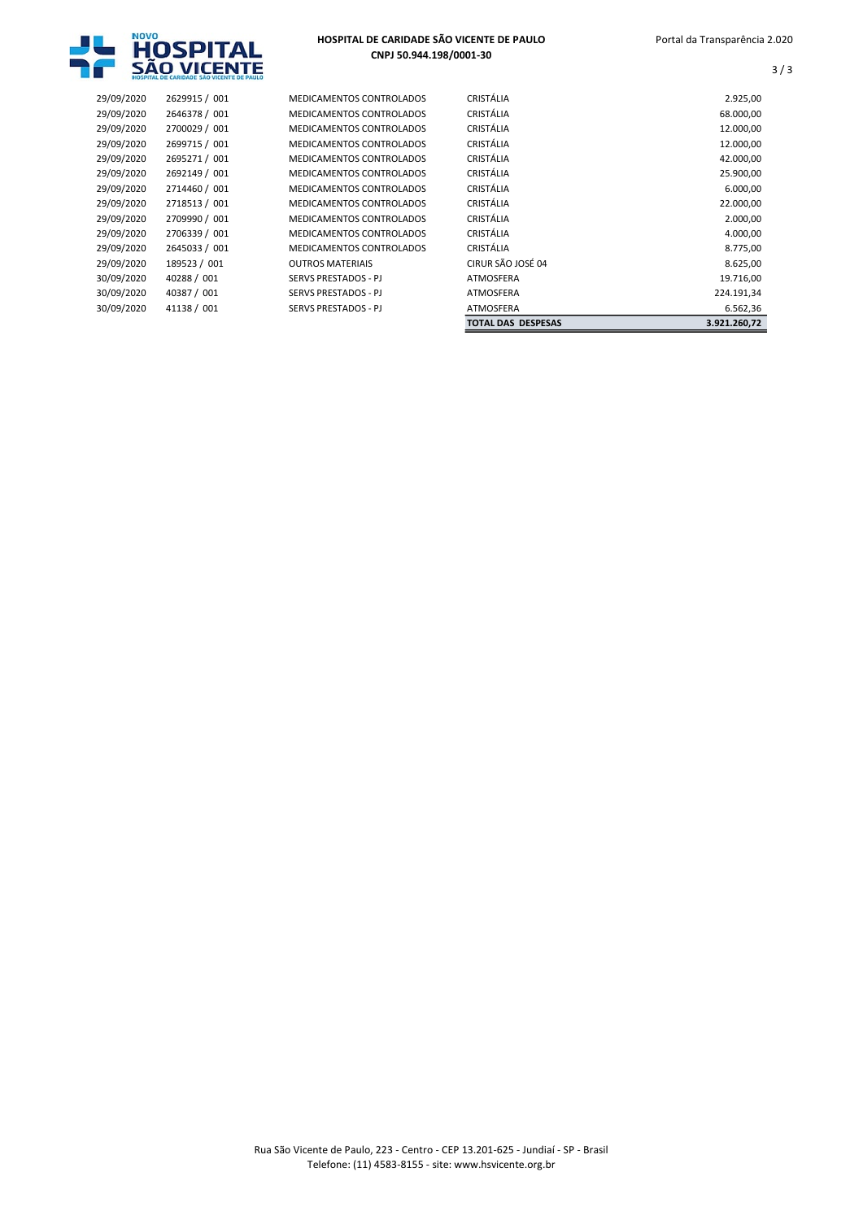| | | | | |
|---|---|---|---|---|
| 29/09/2020 | 2629915 / 001 | MEDICAMENTOS CONTROLADOS | CRISTÁLIA | 2.925,00 |
| 29/09/2020 | 2646378 / 001 | MEDICAMENTOS CONTROLADOS | CRISTÁLIA | 68.000,00 |
| 29/09/2020 | 2700029 / 001 | MEDICAMENTOS CONTROLADOS | CRISTÁLIA | 12.000,00 |
| 29/09/2020 | 2699715 / 001 | MEDICAMENTOS CONTROLADOS | CRISTÁLIA | 12.000,00 |
| 29/09/2020 | 2695271 / 001 | MEDICAMENTOS CONTROLADOS | CRISTÁLIA | 42.000,00 |
| 29/09/2020 | 2692149 / 001 | MEDICAMENTOS CONTROLADOS | CRISTÁLIA | 25.900,00 |
| 29/09/2020 | 2714460 / 001 | MEDICAMENTOS CONTROLADOS | CRISTÁLIA | 6.000,00 |
| 29/09/2020 | 2718513 / 001 | MEDICAMENTOS CONTROLADOS | CRISTÁLIA | 22.000,00 |
| 29/09/2020 | 2709990 / 001 | MEDICAMENTOS CONTROLADOS | CRISTÁLIA | 2.000,00 |
| 29/09/2020 | 2706339 / 001 | MEDICAMENTOS CONTROLADOS | CRISTÁLIA | 4.000,00 |
| 29/09/2020 | 2645033 / 001 | MEDICAMENTOS CONTROLADOS | CRISTÁLIA | 8.775,00 |
| 29/09/2020 | 189523 / 001 | OUTROS MATERIAIS | CIRUR SÃO JOSÉ 04 | 8.625,00 |
| 30/09/2020 | 40288 / 001 | SERVS PRESTADOS - PJ | ATMOSFERA | 19.716,00 |
| 30/09/2020 | 40387 / 001 | SERVS PRESTADOS - PJ | ATMOSFERA | 224.191,34 |
| 30/09/2020 | 41138 / 001 | SERVS PRESTADOS - PJ | ATMOSFERA | 6.562,36 |
| | | | **TOTAL DAS DESPESAS** | **3.921.260,72** |

Rua São Vicente de Paulo, 223 - Centro - CEP 13.201-625 - Jundiaí - SP - Brasil
Telefone: (11) 4583-8155 - site: www.hsvicente.org.br